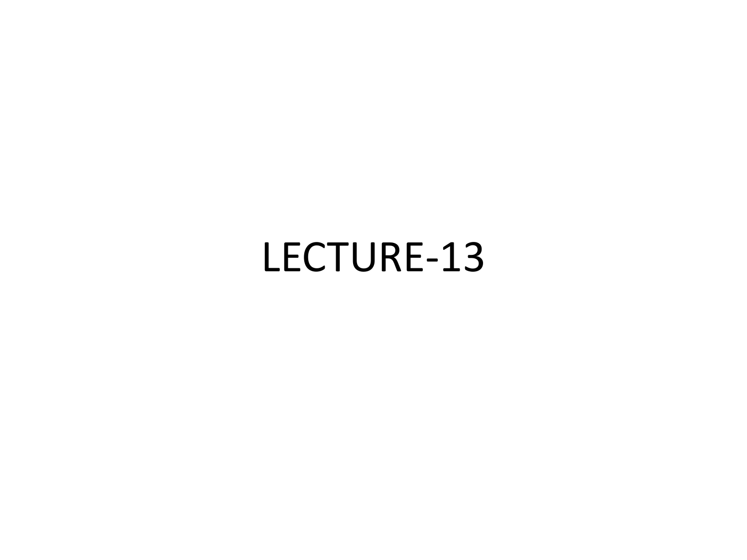# LECTURE-13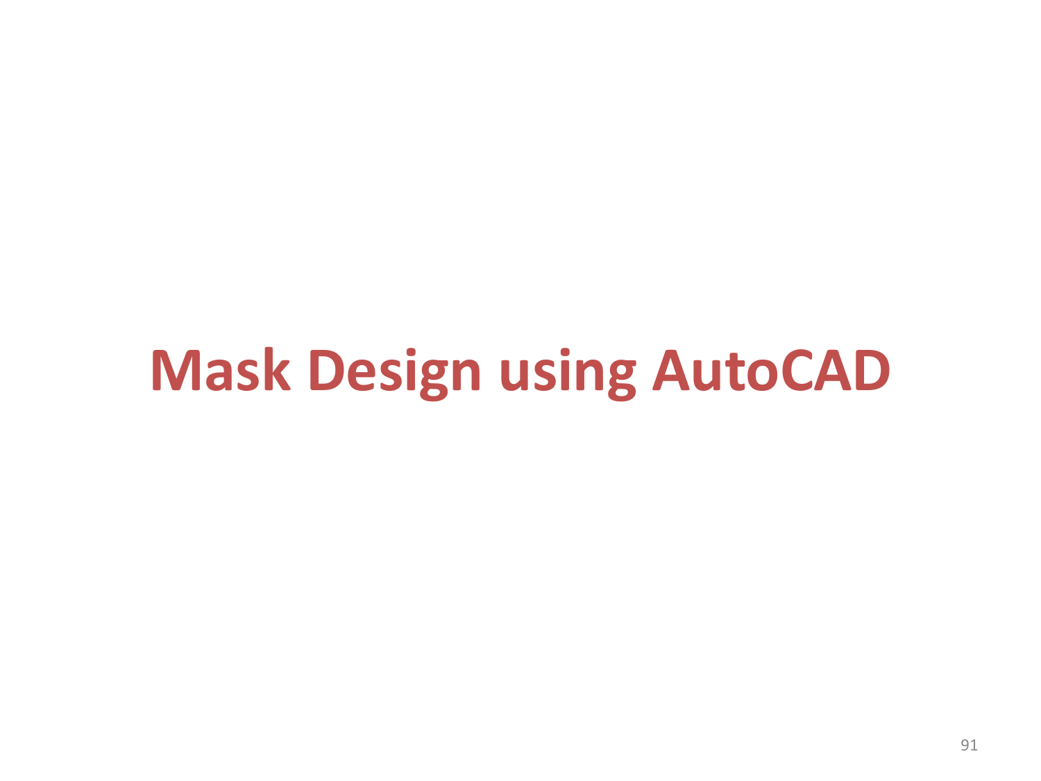# Mask Design using AutoCAD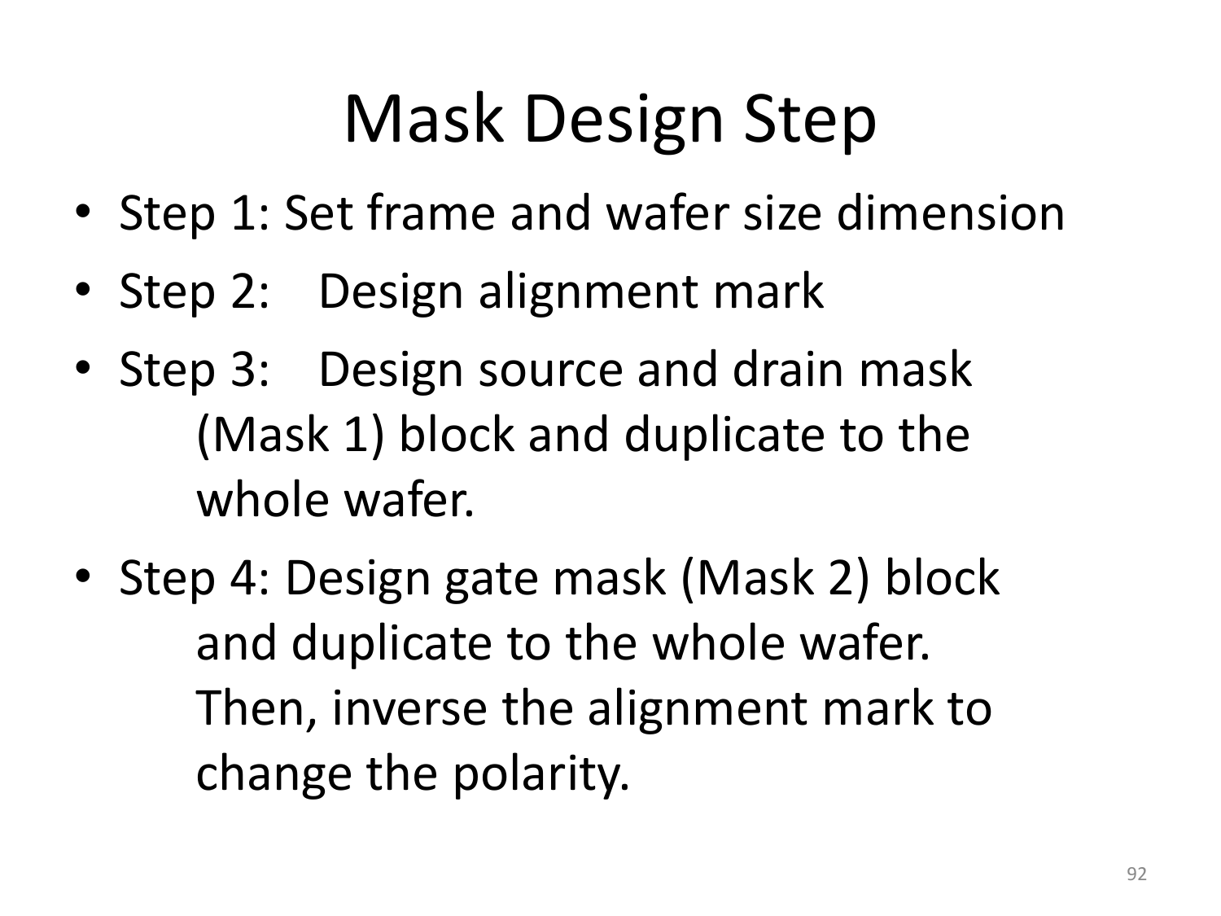# Mask Design Step

- Step 1: Set frame and wafer size dimension
- Step 2: Design alignment mark
- Step 3: Design source and drain mask (Mask 1) block and duplicate to the whole wafer.
- Step 4: Design gate mask (Mask 2) block and duplicate to the whole wafer. Then, inverse the alignment mark to change the polarity.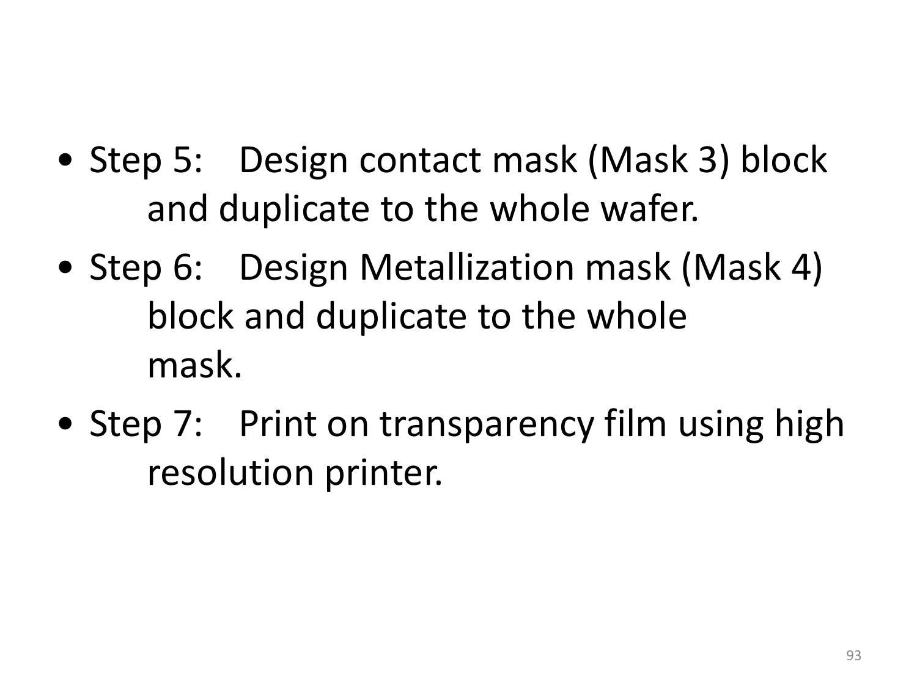- Step 5: Design contact mask (Mask 3) block and duplicate to the whole wafer.
- Step 6: Design Metallization mask (Mask 4) block and duplicate to the whole mask.
- Step 7: Print on transparency film using high resolution printer.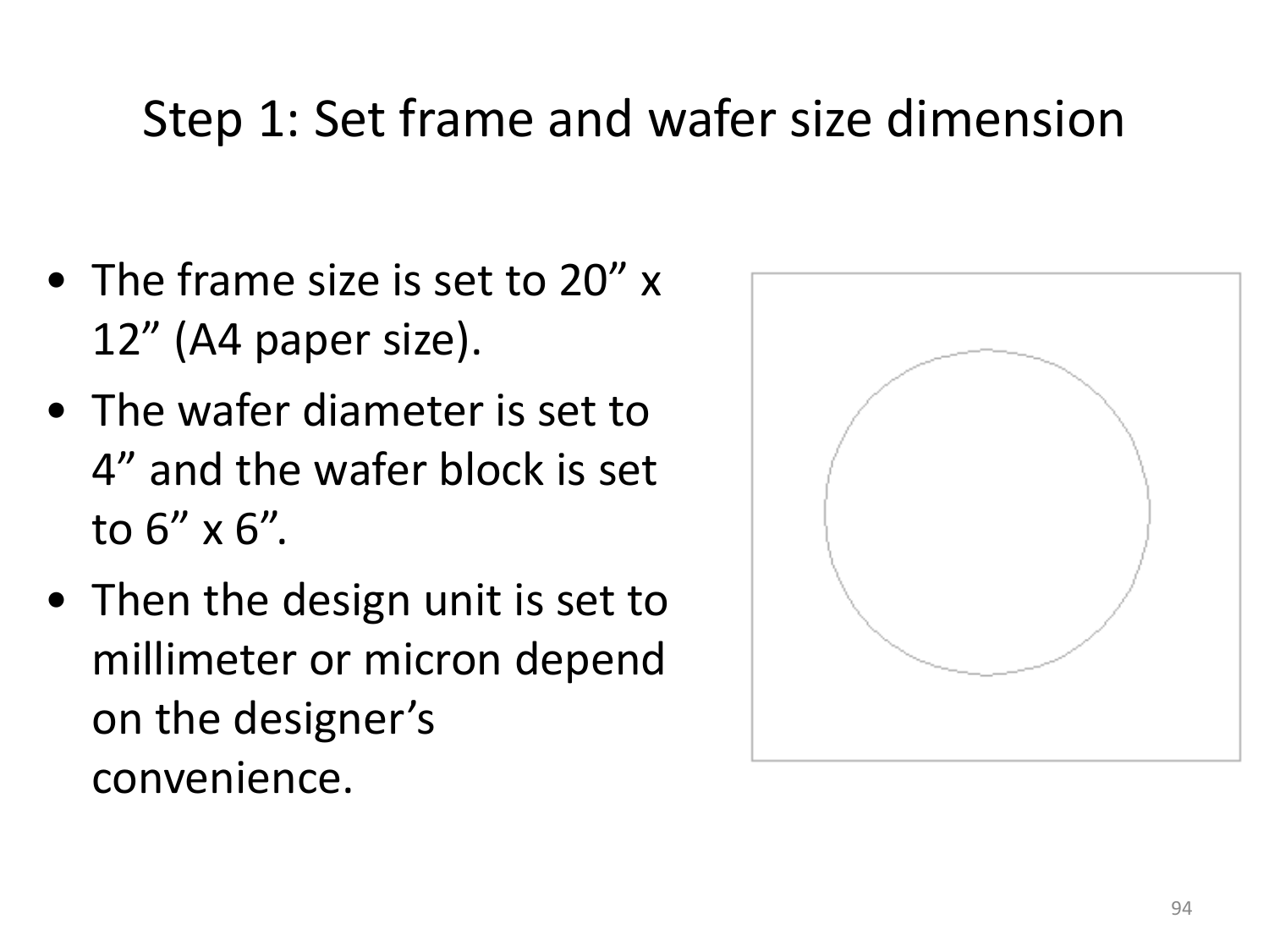# Step 1: Set frame and wafer size dimension

- The frame size is set to 20” x 12” (A4 paper size).
- The wafer diameter is set to 4” and the wafer block is set to 6” x 6”.
- Then the design unit is set to millimeter or micron depend on the designer’s convenience.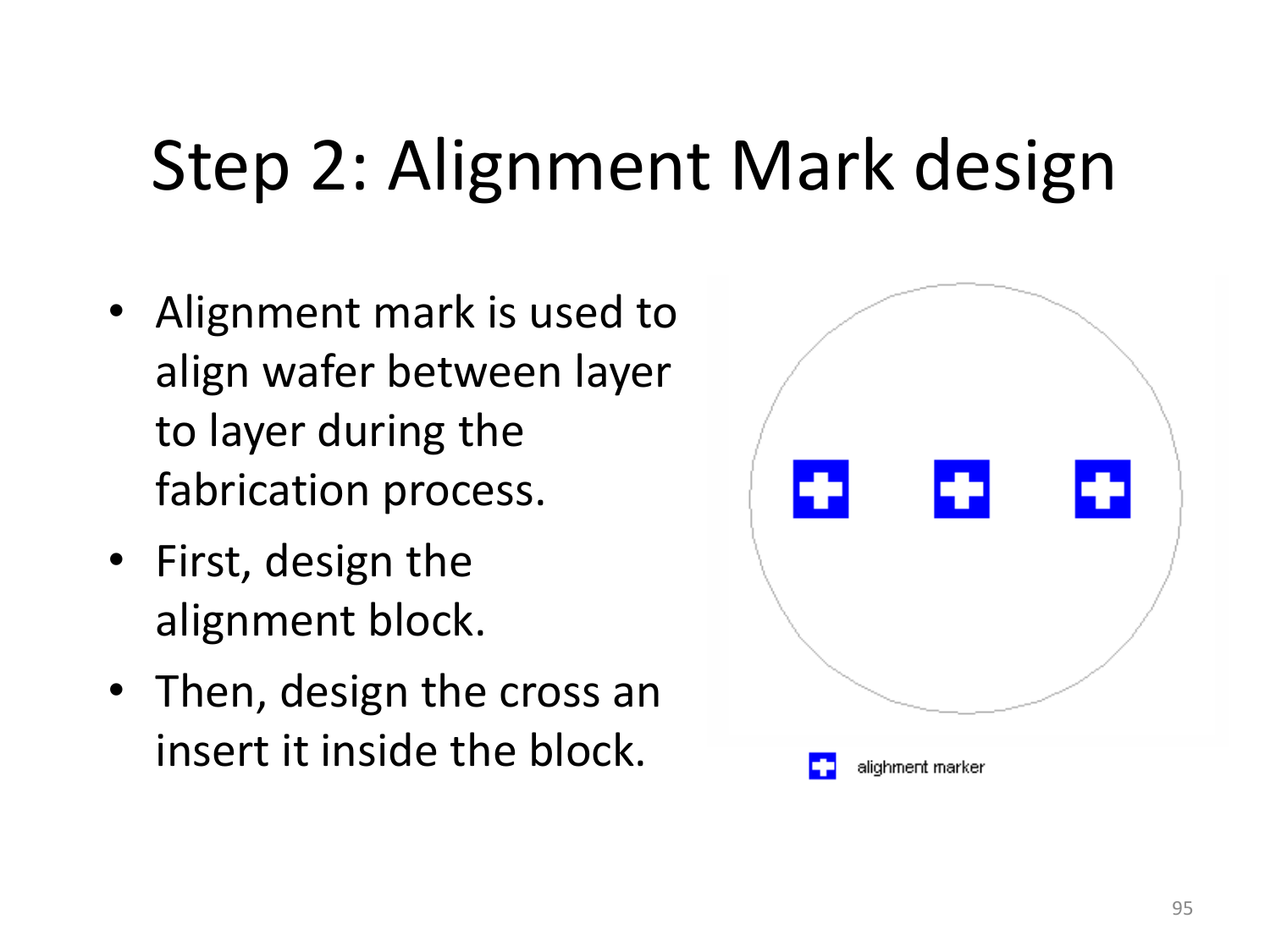# Step 2: Alignment Mark design

- Alignment mark is used to align wafer between layer to layer during the fabrication process.
- First, design the alignment block.
- Then, design the cross an insert it inside the block.

alighment marker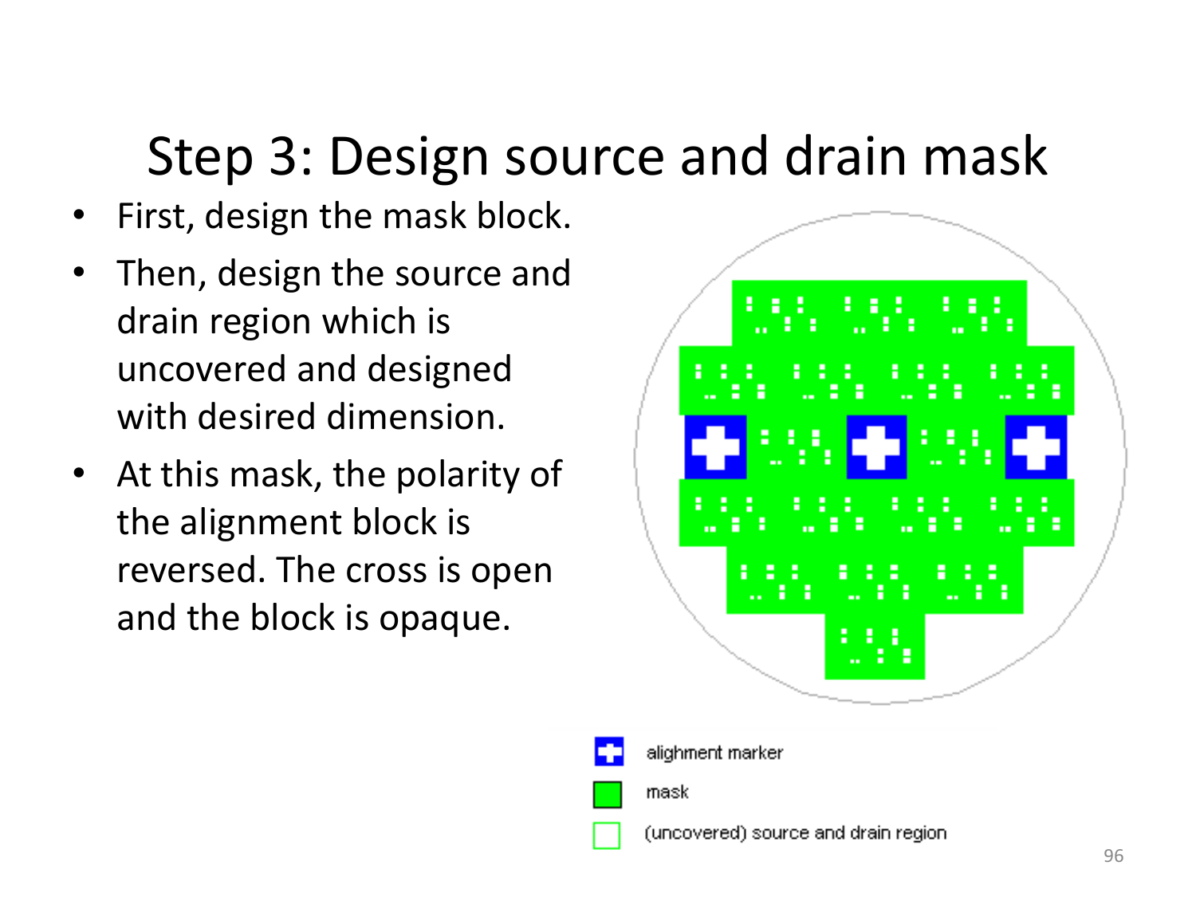# Step 3: Design source and drain mask

- First, design the mask block.
- Then, design the source and drain region which is uncovered and designed with desired dimension.
- At this mask, the polarity of the alignment block is reversed. The cross is open and the block is opaque.

alighment marker

mask

(uncovered) source and drain region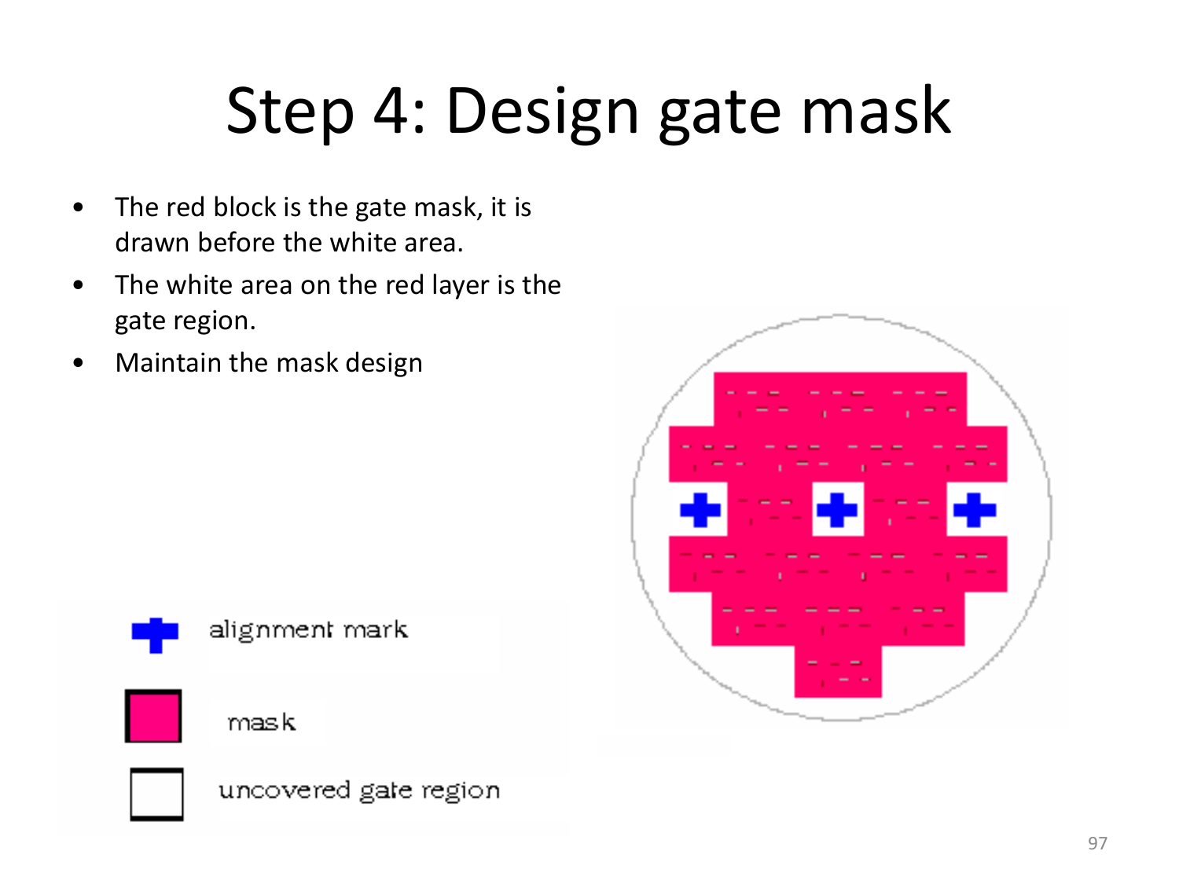# Step 4: Design gate mask

- The red block is the gate mask, it is drawn before the white area.
- The white area on the red layer is the gate region.
- Maintain the mask design

alignment mark

mask

uncovered gate region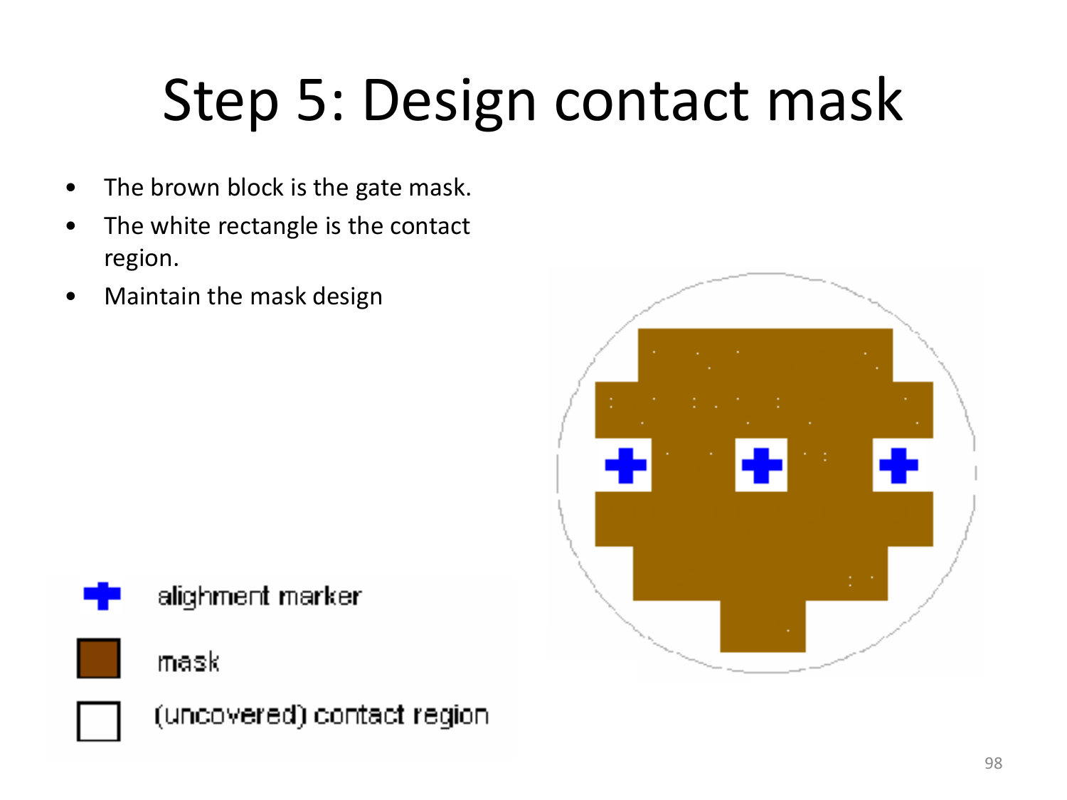# Step 5: Design contact mask

- The brown block is the gate mask.
- The white rectangle is the contact region.
- Maintain the mask design

alighment marker

mask

(uncovered) contact region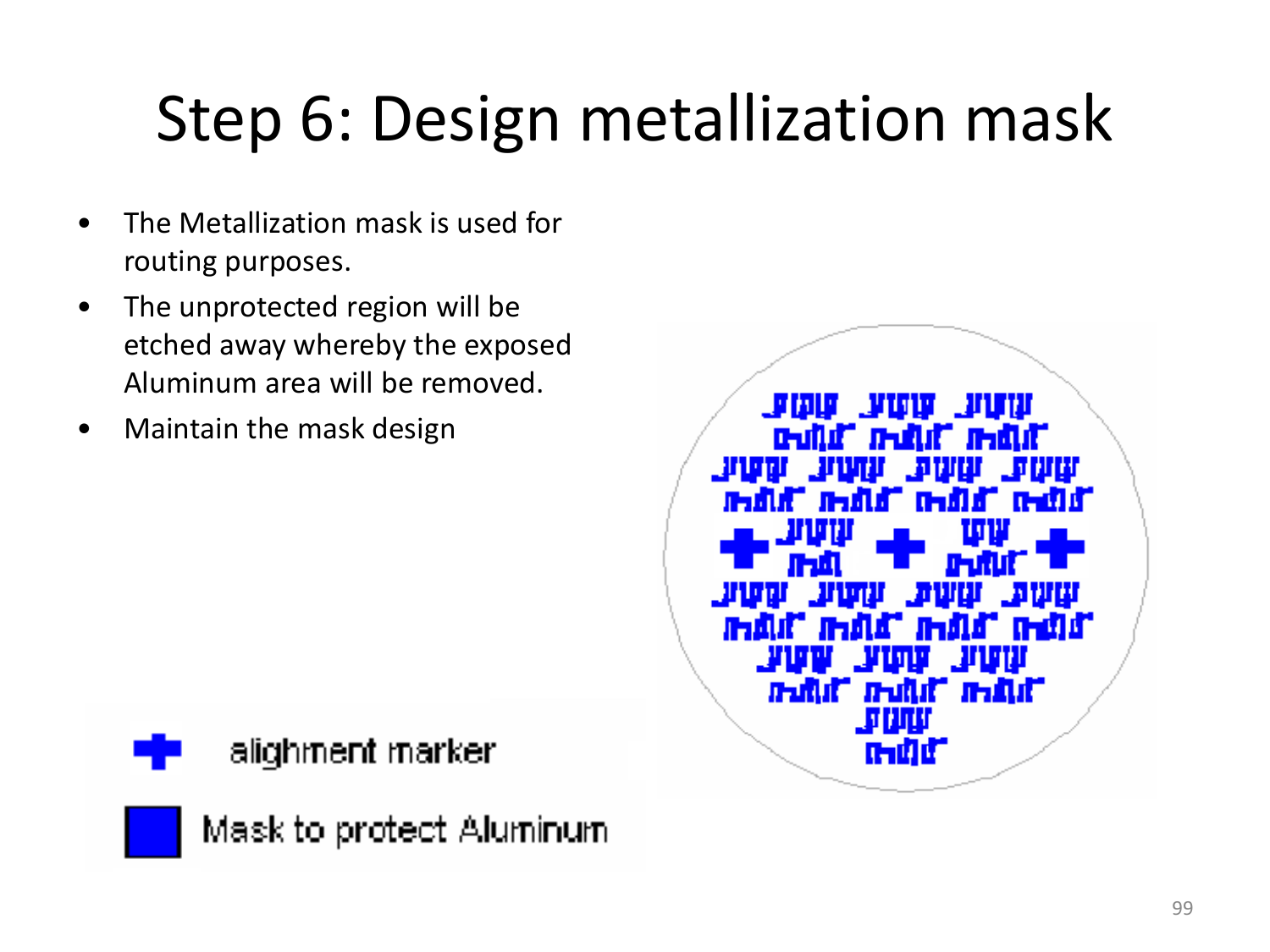# Step 6: Design metallization mask

- The Metallization mask is used for routing purposes.
- The unprotected region will be etched away whereby the exposed Aluminum area will be removed.
- Maintain the mask design

alighment marker

Mask to protect Aluminum